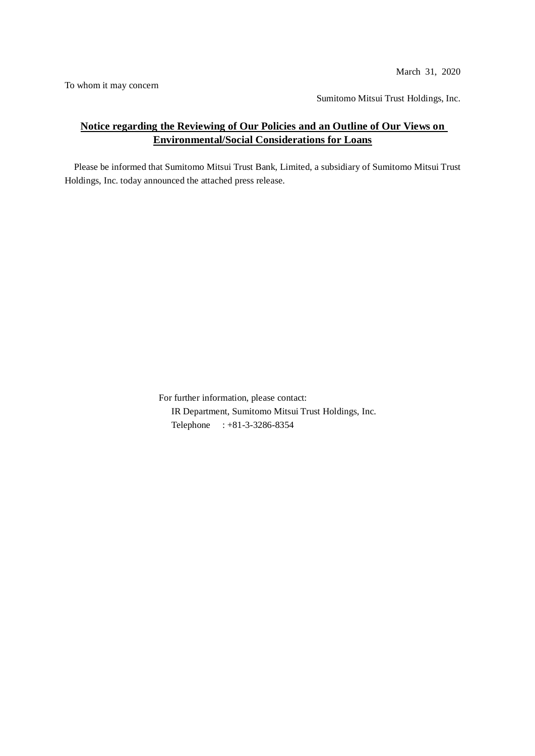March 31, 2020

To whom it may concern

Sumitomo Mitsui Trust Holdings, Inc.

## Notice regarding the Reviewing of Our Policies and an Outline of Our Views on Environmental/Social Considerations for Loans

Please be informed that Sumitomo Mitsui Trust Bank, Limited, a subsidiary of Sumitomo Mitsui Trust Holdings, Inc. today announced the attached press release.

For further information, please contact:
IR Department, Sumitomo Mitsui Trust Holdings, Inc.
Telephone : +81-3-3286-8354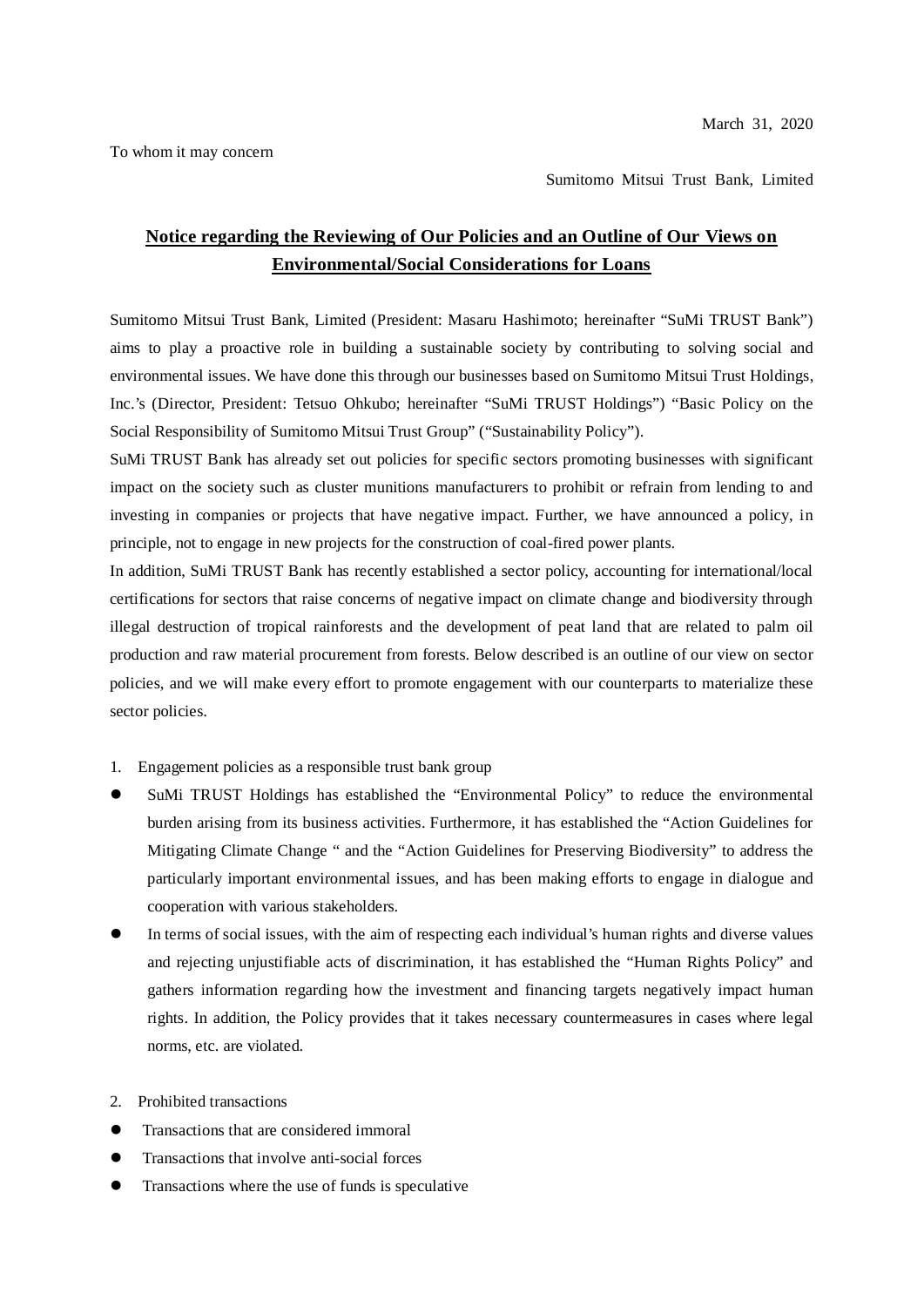March 31, 2020

To whom it may concern

Sumitomo Mitsui Trust Bank, Limited

# Notice regarding the Reviewing of Our Policies and an Outline of Our Views on Environmental/Social Considerations for Loans

Sumitomo Mitsui Trust Bank, Limited (President: Masaru Hashimoto; hereinafter "SuMi TRUST Bank") aims to play a proactive role in building a sustainable society by contributing to solving social and environmental issues. We have done this through our businesses based on Sumitomo Mitsui Trust Holdings, Inc.'s (Director, President: Tetsuo Ohkubo; hereinafter "SuMi TRUST Holdings") "Basic Policy on the Social Responsibility of Sumitomo Mitsui Trust Group" ("Sustainability Policy").

SuMi TRUST Bank has already set out policies for specific sectors promoting businesses with significant impact on the society such as cluster munitions manufacturers to prohibit or refrain from lending to and investing in companies or projects that have negative impact. Further, we have announced a policy, in principle, not to engage in new projects for the construction of coal-fired power plants.

In addition, SuMi TRUST Bank has recently established a sector policy, accounting for international/local certifications for sectors that raise concerns of negative impact on climate change and biodiversity through illegal destruction of tropical rainforests and the development of peat land that are related to palm oil production and raw material procurement from forests. Below described is an outline of our view on sector policies, and we will make every effort to promote engagement with our counterparts to materialize these sector policies.

1. Engagement policies as a responsible trust bank group

- SuMi TRUST Holdings has established the "Environmental Policy" to reduce the environmental burden arising from its business activities. Furthermore, it has established the "Action Guidelines for Mitigating Climate Change " and the "Action Guidelines for Preserving Biodiversity" to address the particularly important environmental issues, and has been making efforts to engage in dialogue and cooperation with various stakeholders.
- In terms of social issues, with the aim of respecting each individual's human rights and diverse values and rejecting unjustifiable acts of discrimination, it has established the "Human Rights Policy" and gathers information regarding how the investment and financing targets negatively impact human rights. In addition, the Policy provides that it takes necessary countermeasures in cases where legal norms, etc. are violated.

2. Prohibited transactions

- Transactions that are considered immoral
- Transactions that involve anti-social forces
- Transactions where the use of funds is speculative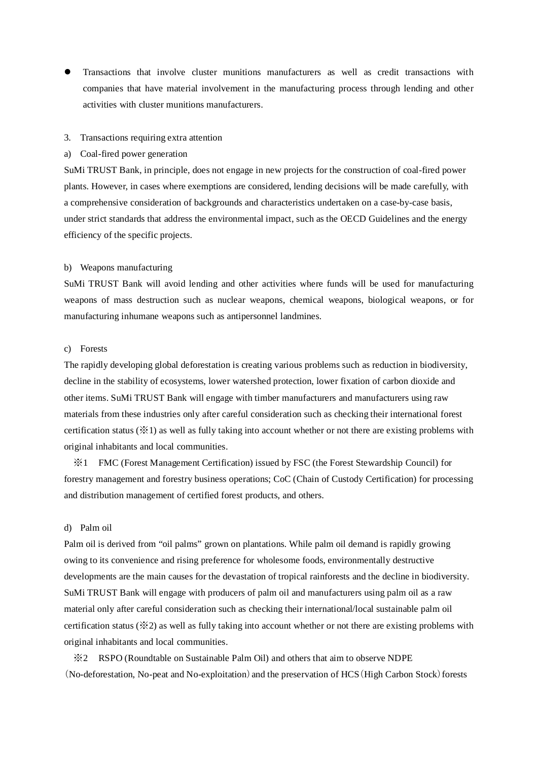- Transactions that involve cluster munitions manufacturers as well as credit transactions with companies that have material involvement in the manufacturing process through lending and other activities with cluster munitions manufacturers.

3. Transactions requiring extra attention

a) Coal-fired power generation

SuMi TRUST Bank, in principle, does not engage in new projects for the construction of coal-fired power plants. However, in cases where exemptions are considered, lending decisions will be made carefully, with a comprehensive consideration of backgrounds and characteristics undertaken on a case-by-case basis, under strict standards that address the environmental impact, such as the OECD Guidelines and the energy efficiency of the specific projects.

b) Weapons manufacturing

SuMi TRUST Bank will avoid lending and other activities where funds will be used for manufacturing weapons of mass destruction such as nuclear weapons, chemical weapons, biological weapons, or for manufacturing inhumane weapons such as antipersonnel landmines.

c) Forests

The rapidly developing global deforestation is creating various problems such as reduction in biodiversity, decline in the stability of ecosystems, lower watershed protection, lower fixation of carbon dioxide and other items. SuMi TRUST Bank will engage with timber manufacturers and manufacturers using raw materials from these industries only after careful consideration such as checking their international forest certification status (※1) as well as fully taking into account whether or not there are existing problems with original inhabitants and local communities.

※1 FMC (Forest Management Certification) issued by FSC (the Forest Stewardship Council) for forestry management and forestry business operations; CoC (Chain of Custody Certification) for processing and distribution management of certified forest products, and others.

d) Palm oil

Palm oil is derived from "oil palms" grown on plantations. While palm oil demand is rapidly growing owing to its convenience and rising preference for wholesome foods, environmentally destructive developments are the main causes for the devastation of tropical rainforests and the decline in biodiversity. SuMi TRUST Bank will engage with producers of palm oil and manufacturers using palm oil as a raw material only after careful consideration such as checking their international/local sustainable palm oil certification status (※2) as well as fully taking into account whether or not there are existing problems with original inhabitants and local communities.

※2 RSPO (Roundtable on Sustainable Palm Oil) and others that aim to observe NDPE（No-deforestation, No-peat and No-exploitation）and the preservation of HCS（High Carbon Stock）forests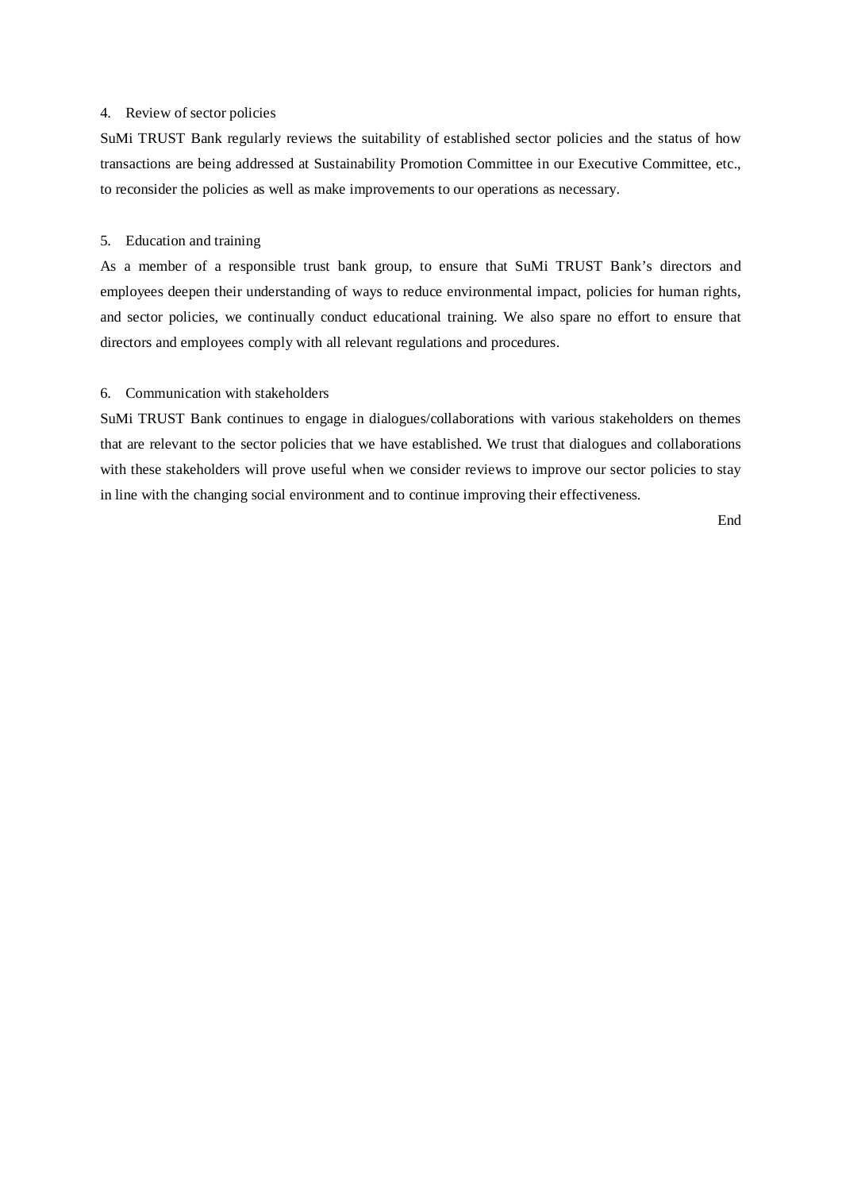4. Review of sector policies

SuMi TRUST Bank regularly reviews the suitability of established sector policies and the status of how transactions are being addressed at Sustainability Promotion Committee in our Executive Committee, etc., to reconsider the policies as well as make improvements to our operations as necessary.

5. Education and training

As a member of a responsible trust bank group, to ensure that SuMi TRUST Bank's directors and employees deepen their understanding of ways to reduce environmental impact, policies for human rights, and sector policies, we continually conduct educational training. We also spare no effort to ensure that directors and employees comply with all relevant regulations and procedures.

6. Communication with stakeholders

SuMi TRUST Bank continues to engage in dialogues/collaborations with various stakeholders on themes that are relevant to the sector policies that we have established. We trust that dialogues and collaborations with these stakeholders will prove useful when we consider reviews to improve our sector policies to stay in line with the changing social environment and to continue improving their effectiveness.

End